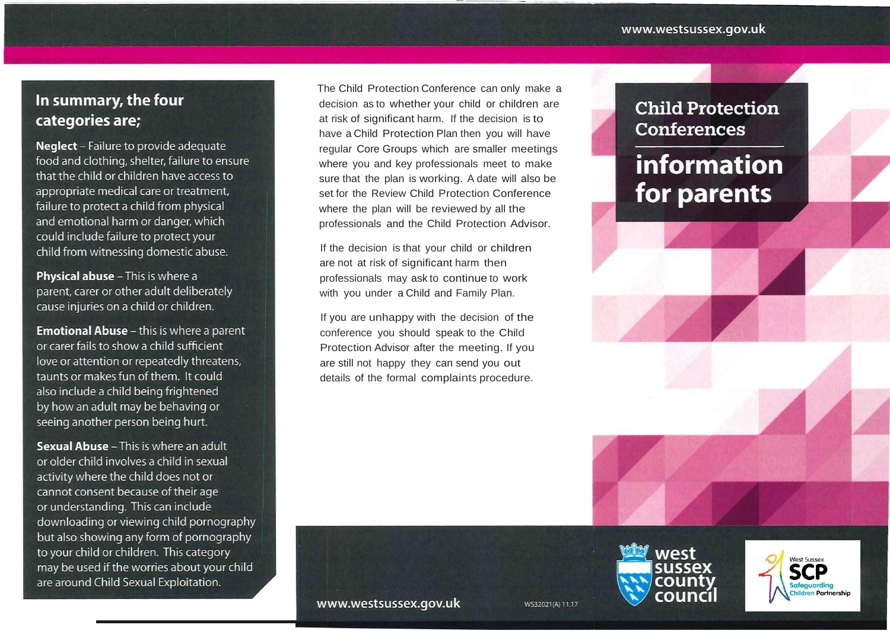## In summary, the four categories are;

**Neglect** – Failure to provide adequate food and clothing, shelter, failure to ensure that the child or children have access to appropriate medical care or treatment, failure to protect a child from physical and emotional harm or danger, which could include failure to protect your child from witnessing domestic abuse.

**Physical abuse** – This is where a parent, carer or other adult deliberately cause injuries on a child or children.

**Emotional Abuse** – this is where a parent or carer fails to show a child sufficient love or attention or repeatedly threatens, taunts or makes fun of them. It could also include a child being frightened by how an adult may be behaving or seeing another person being hurt.

**Sexual Abuse** – This is where an adult or older child involves a child in sexual activity where the child does not or cannot consent because of their age or understanding. This can include downloading or viewing child pornography but also showing any form of pornography to your child or children. This category may be used if the worries about your child are around Child Sexual Exploitation.

The Child Protection Conference can only make a decision as to whether your child or children are at risk of significant harm. If the decision is to have a Child Protection Plan then you will have regular Core Groups which are smaller meetings where you and key professionals meet to make sure that the plan is working. A date will also be set for the Review Child Protection Conference where the plan will be reviewed by all the professionals and the Child Protection Advisor.

If the decision is that your child or children are not at risk of significant harm then professionals may ask to continue to work with you under a Child and Family Plan.

If you are unhappy with the decision of the conference you should speak to the Child Protection Advisor after the meeting. If you are still not happy they can send you out details of the formal complaints procedure.

www.westsussex.gov.uk

WS32021(A) 11.17

west sussex county council

West Sussex SCP Safeguarding Children Partnership

# Child Protection Conferences

# information for parents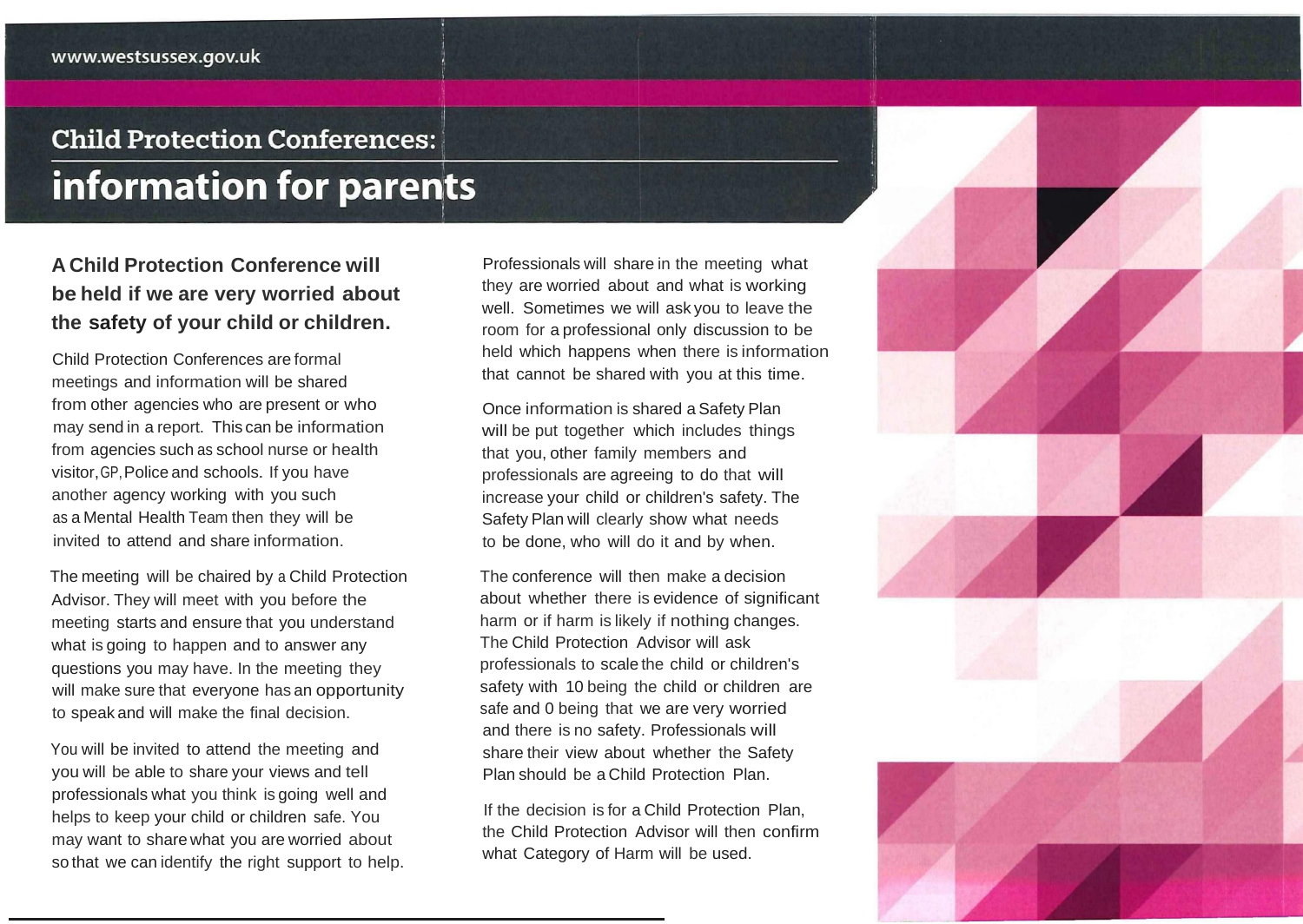# Child Protection Conferences: information for parents

## A Child Protection Conference will be held if we are very worried about the safety of your child or children.

Child Protection Conferences are formal meetings and information will be shared from other agencies who are present or who may send in a report. This can be information from agencies such as school nurse or health visitor, GP, Police and schools. If you have another agency working with you such as a Mental Health Team then they will be invited to attend and share information.

The meeting will be chaired by a Child Protection Advisor. They will meet with you before the meeting starts and ensure that you understand what is going to happen and to answer any questions you may have. In the meeting they will make sure that everyone has an opportunity to speak and will make the final decision.

You will be invited to attend the meeting and you will be able to share your views and tell professionals what you think is going well and helps to keep your child or children safe. You may want to share what you are worried about so that we can identify the right support to help.

Professionals will share in the meeting what they are worried about and what is working well. Sometimes we will ask you to leave the room for a professional only discussion to be held which happens when there is information that cannot be shared with you at this time.

Once information is shared a Safety Plan will be put together which includes things that you, other family members and professionals are agreeing to do that will increase your child or children's safety. The Safety Plan will clearly show what needs to be done, who will do it and by when.

The conference will then make a decision about whether there is evidence of significant harm or if harm is likely if nothing changes. The Child Protection Advisor will ask professionals to scale the child or children's safety with 10 being the child or children are safe and 0 being that we are very worried and there is no safety. Professionals will share their view about whether the Safety Plan should be a Child Protection Plan.

If the decision is for a Child Protection Plan, the Child Protection Advisor will then confirm what Category of Harm will be used.